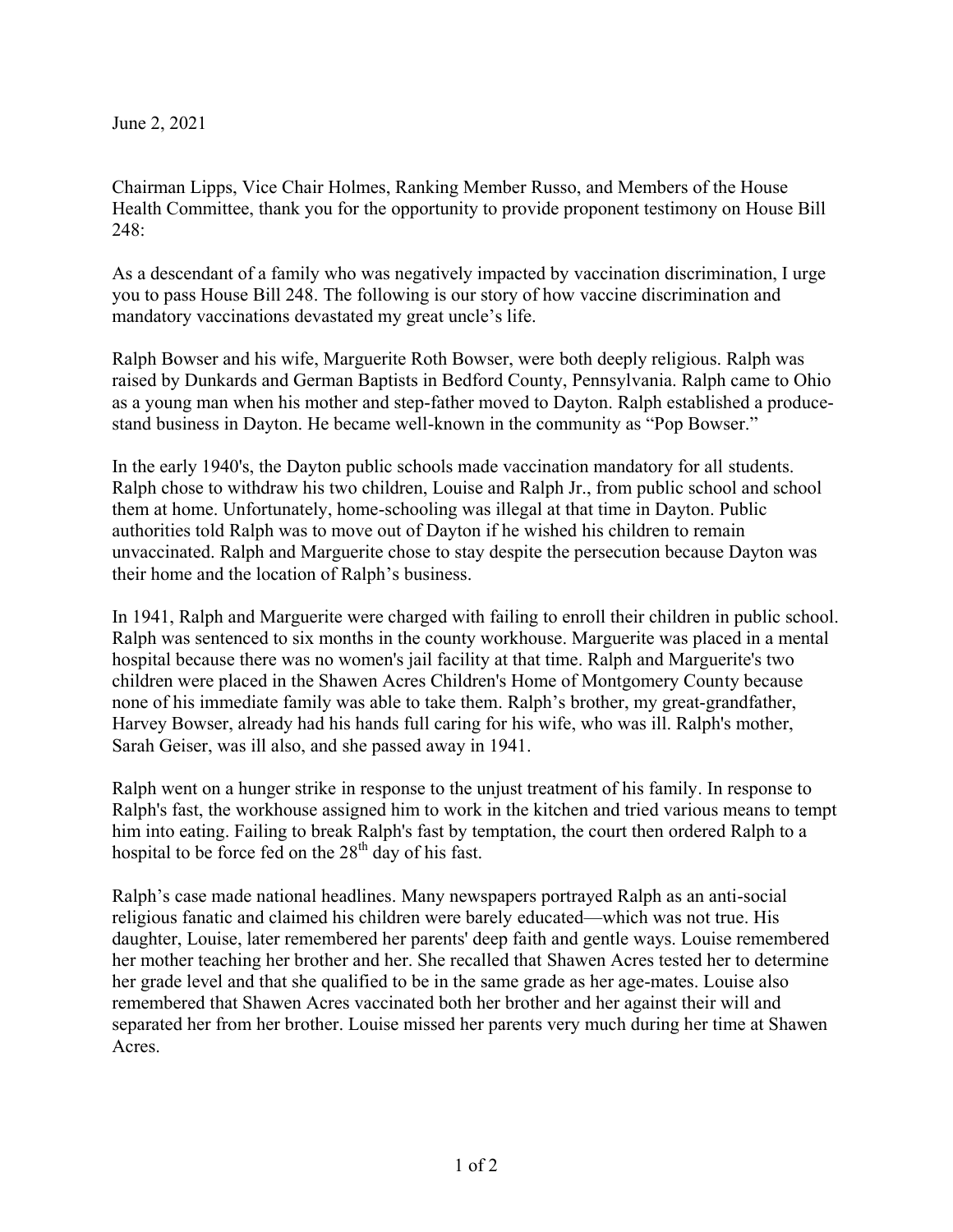June 2, 2021

Chairman Lipps, Vice Chair Holmes, Ranking Member Russo, and Members of the House Health Committee, thank you for the opportunity to provide proponent testimony on House Bill 248:

As a descendant of a family who was negatively impacted by vaccination discrimination, I urge you to pass House Bill 248. The following is our story of how vaccine discrimination and mandatory vaccinations devastated my great uncle's life.

Ralph Bowser and his wife, Marguerite Roth Bowser, were both deeply religious. Ralph was raised by Dunkards and German Baptists in Bedford County, Pennsylvania. Ralph came to Ohio as a young man when his mother and step-father moved to Dayton. Ralph established a produce-stand business in Dayton. He became well-known in the community as "Pop Bowser."

In the early 1940's, the Dayton public schools made vaccination mandatory for all students. Ralph chose to withdraw his two children, Louise and Ralph Jr., from public school and school them at home. Unfortunately, home-schooling was illegal at that time in Dayton. Public authorities told Ralph was to move out of Dayton if he wished his children to remain unvaccinated. Ralph and Marguerite chose to stay despite the persecution because Dayton was their home and the location of Ralph's business.

In 1941, Ralph and Marguerite were charged with failing to enroll their children in public school. Ralph was sentenced to six months in the county workhouse. Marguerite was placed in a mental hospital because there was no women's jail facility at that time. Ralph and Marguerite's two children were placed in the Shawen Acres Children's Home of Montgomery County because none of his immediate family was able to take them. Ralph's brother, my great-grandfather, Harvey Bowser, already had his hands full caring for his wife, who was ill. Ralph's mother, Sarah Geiser, was ill also, and she passed away in 1941.

Ralph went on a hunger strike in response to the unjust treatment of his family. In response to Ralph's fast, the workhouse assigned him to work in the kitchen and tried various means to tempt him into eating. Failing to break Ralph's fast by temptation, the court then ordered Ralph to a hospital to be force fed on the 28th day of his fast.

Ralph's case made national headlines. Many newspapers portrayed Ralph as an anti-social religious fanatic and claimed his children were barely educated—which was not true. His daughter, Louise, later remembered her parents' deep faith and gentle ways. Louise remembered her mother teaching her brother and her. She recalled that Shawen Acres tested her to determine her grade level and that she qualified to be in the same grade as her age-mates. Louise also remembered that Shawen Acres vaccinated both her brother and her against their will and separated her from her brother. Louise missed her parents very much during her time at Shawen Acres.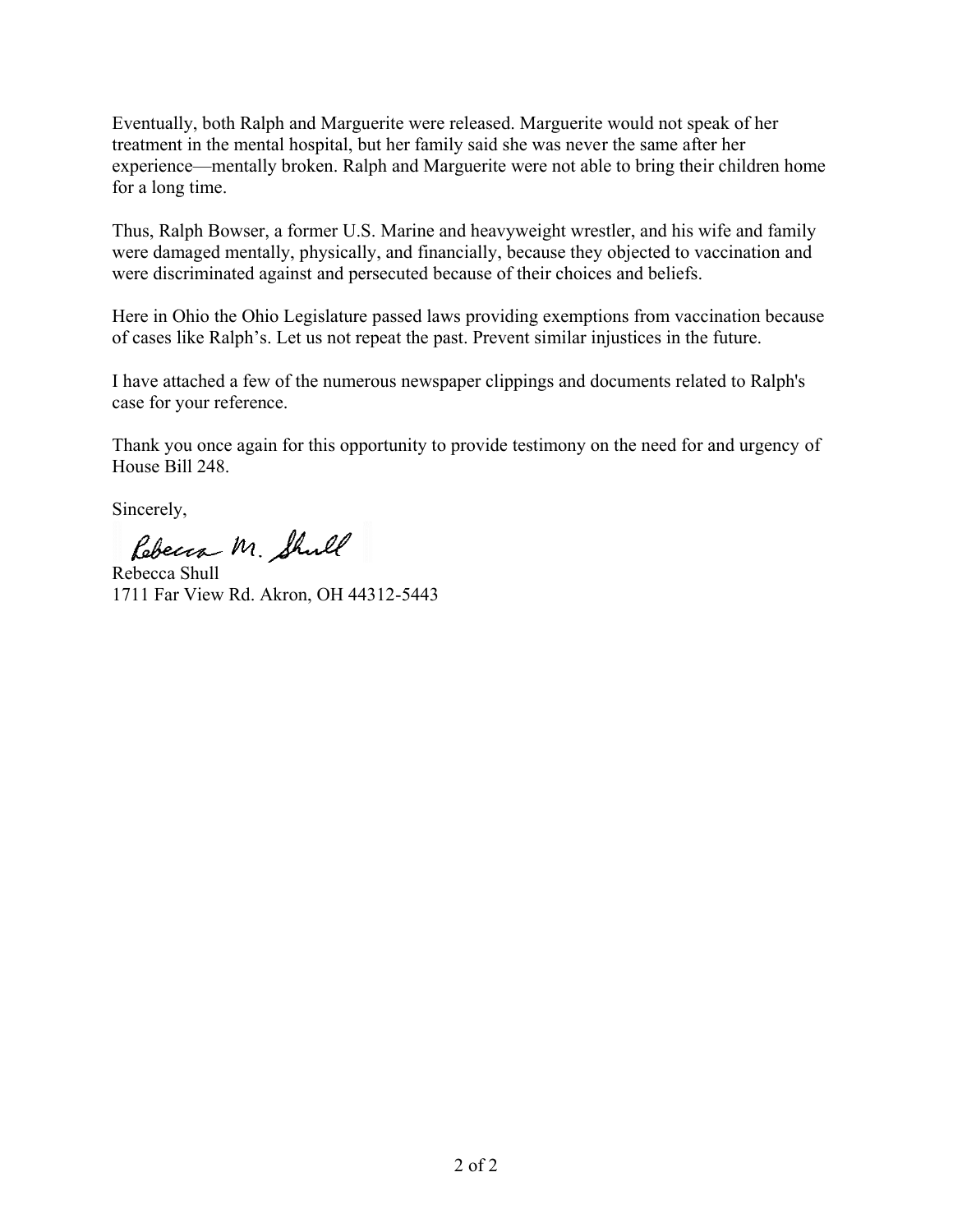Eventually, both Ralph and Marguerite were released. Marguerite would not speak of her treatment in the mental hospital, but her family said she was never the same after her experience—mentally broken. Ralph and Marguerite were not able to bring their children home for a long time.

Thus, Ralph Bowser, a former U.S. Marine and heavyweight wrestler, and his wife and family were damaged mentally, physically, and financially, because they objected to vaccination and were discriminated against and persecuted because of their choices and beliefs.

Here in Ohio the Ohio Legislature passed laws providing exemptions from vaccination because of cases like Ralph's. Let us not repeat the past. Prevent similar injustices in the future.

I have attached a few of the numerous newspaper clippings and documents related to Ralph's case for your reference.

Thank you once again for this opportunity to provide testimony on the need for and urgency of House Bill 248.

Sincerely,

Rebecca M. Shull

Rebecca Shull
1711 Far View Rd. Akron, OH 44312-5443